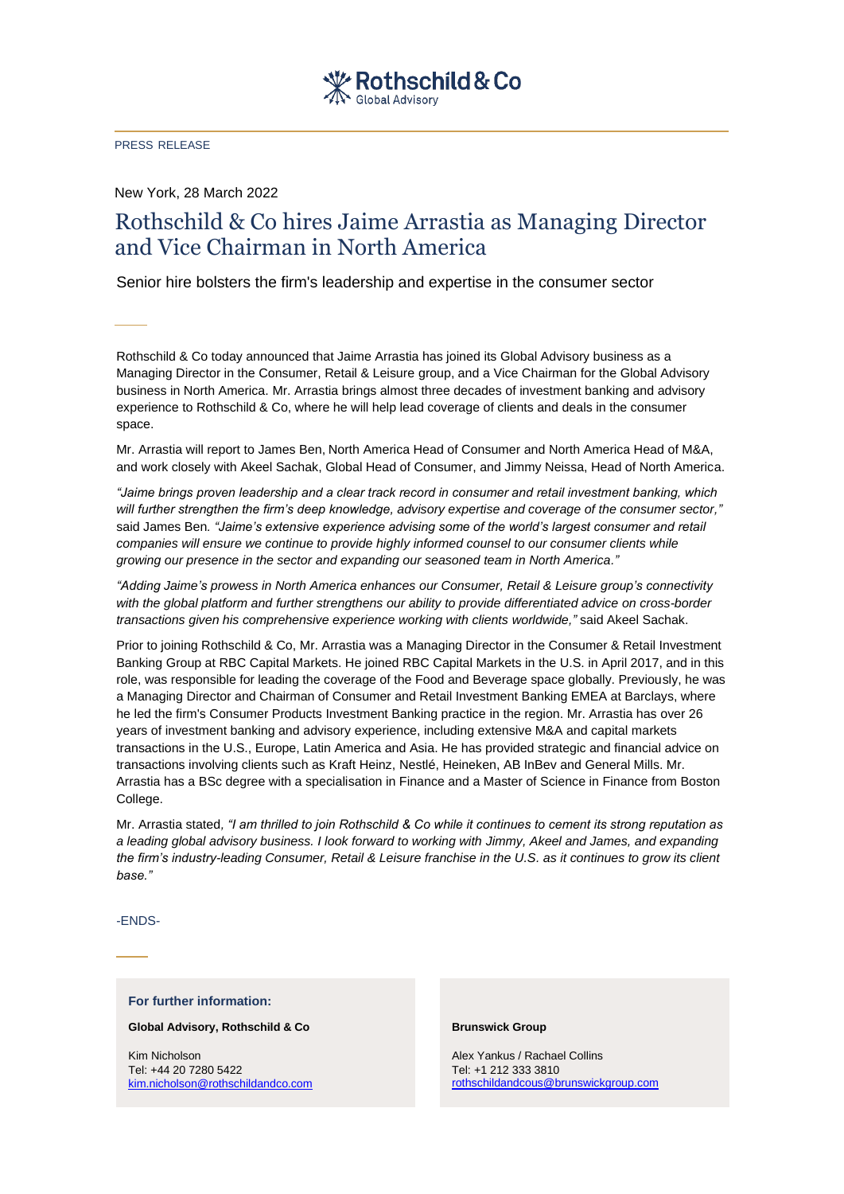PRESS RELEASE

New York, 28 March 2022

# Rothschild & Co hires Jaime Arrastia as Managing Director and Vice Chairman in North America

Senior hire bolsters the firm's leadership and expertise in the consumer sector

Rothschild & Co today announced that Jaime Arrastia has joined its Global Advisory business as a Managing Director in the Consumer, Retail & Leisure group, and a Vice Chairman for the Global Advisory business in North America. Mr. Arrastia brings almost three decades of investment banking and advisory experience to Rothschild & Co, where he will help lead coverage of clients and deals in the consumer space.

Mr. Arrastia will report to James Ben, North America Head of Consumer and North America Head of M&A, and work closely with Akeel Sachak, Global Head of Consumer, and Jimmy Neissa, Head of North America.

*"Jaime brings proven leadership and a clear track record in consumer and retail investment banking, which will further strengthen the firm's deep knowledge, advisory expertise and coverage of the consumer sector,"* said James Ben. *"Jaime's extensive experience advising some of the world's largest consumer and retail companies will ensure we continue to provide highly informed counsel to our consumer clients while growing our presence in the sector and expanding our seasoned team in North America."*

*"Adding Jaime's prowess in North America enhances our Consumer, Retail & Leisure group's connectivity with the global platform and further strengthens our ability to provide differentiated advice on cross-border transactions given his comprehensive experience working with clients worldwide,"* said Akeel Sachak.

Prior to joining Rothschild & Co, Mr. Arrastia was a Managing Director in the Consumer & Retail Investment Banking Group at RBC Capital Markets. He joined RBC Capital Markets in the U.S. in April 2017, and in this role, was responsible for leading the coverage of the Food and Beverage space globally. Previously, he was a Managing Director and Chairman of Consumer and Retail Investment Banking EMEA at Barclays, where he led the firm's Consumer Products Investment Banking practice in the region. Mr. Arrastia has over 26 years of investment banking and advisory experience, including extensive M&A and capital markets transactions in the U.S., Europe, Latin America and Asia. He has provided strategic and financial advice on transactions involving clients such as Kraft Heinz, Nestlé, Heineken, AB InBev and General Mills. Mr. Arrastia has a BSc degree with a specialisation in Finance and a Master of Science in Finance from Boston College.

Mr. Arrastia stated, *"I am thrilled to join Rothschild & Co while it continues to cement its strong reputation as a leading global advisory business. I look forward to working with Jimmy, Akeel and James, and expanding the firm's industry-leading Consumer, Retail & Leisure franchise in the U.S. as it continues to grow its client base."*

-ENDS-

**For further information:**

**Global Advisory, Rothschild & Co**

Kim Nicholson
Tel: +44 20 7280 5422
kim.nicholson@rothschildandco.com

**Brunswick Group**

Alex Yankus / Rachael Collins
Tel: +1 212 333 3810
rothschildandcous@brunswickgroup.com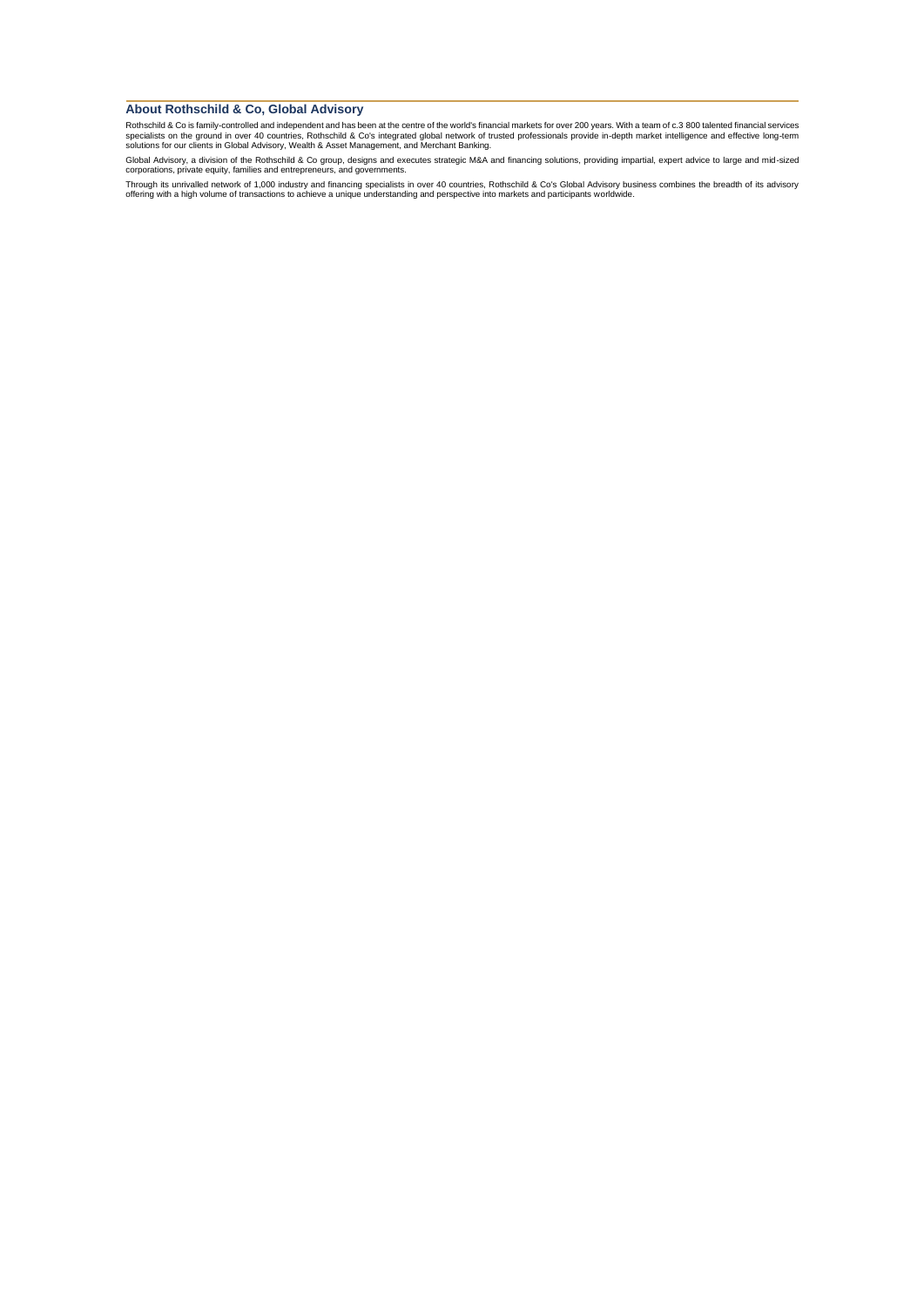## About Rothschild & Co, Global Advisory

Rothschild & Co is family-controlled and independent and has been at the centre of the world's financial markets for over 200 years. With a team of c.3 800 talented financial services specialists on the ground in over 40 countries, Rothschild & Co's integrated global network of trusted professionals provide in-depth market intelligence and effective long-term solutions for our clients in Global Advisory, Wealth & Asset Management, and Merchant Banking.

Global Advisory, a division of the Rothschild & Co group, designs and executes strategic M&A and financing solutions, providing impartial, expert advice to large and mid-sized corporations, private equity, families and entrepreneurs, and governments.

Through its unrivalled network of 1,000 industry and financing specialists in over 40 countries, Rothschild & Co's Global Advisory business combines the breadth of its advisory offering with a high volume of transactions to achieve a unique understanding and perspective into markets and participants worldwide.